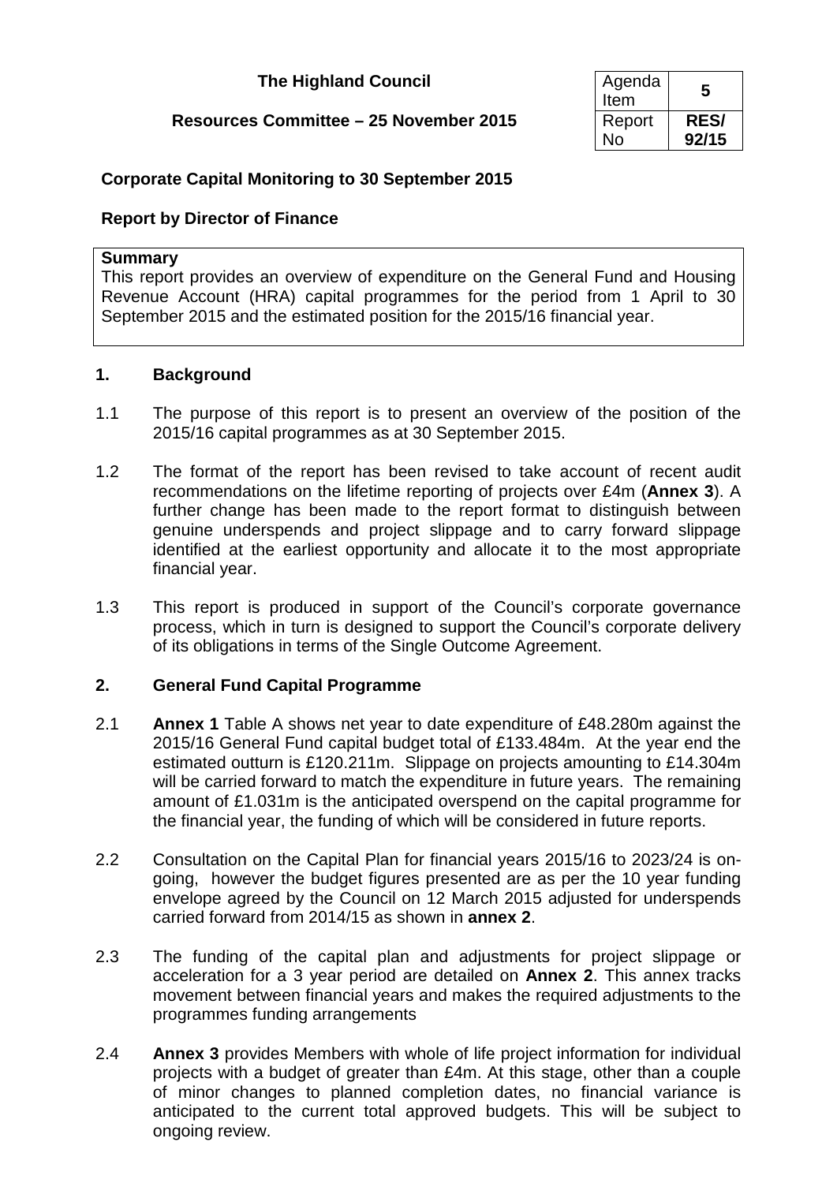**The Highland Council**

**Resources Committee – 25 November 2015**

| Agenda Item | **5** |
| --- | --- |
| Report No | **RES/ 92/15** |

## Corporate Capital Monitoring to 30 September 2015

### Report by Director of Finance

**Summary**

This report provides an overview of expenditure on the General Fund and Housing Revenue Account (HRA) capital programmes for the period from 1 April to 30 September 2015 and the estimated position for the 2015/16 financial year.

### 1. Background

1.1 The purpose of this report is to present an overview of the position of the 2015/16 capital programmes as at 30 September 2015.

1.2 The format of the report has been revised to take account of recent audit recommendations on the lifetime reporting of projects over £4m (**Annex 3**). A further change has been made to the report format to distinguish between genuine underspends and project slippage and to carry forward slippage identified at the earliest opportunity and allocate it to the most appropriate financial year.

1.3 This report is produced in support of the Council's corporate governance process, which in turn is designed to support the Council's corporate delivery of its obligations in terms of the Single Outcome Agreement.

### 2. General Fund Capital Programme

2.1 **Annex 1** Table A shows net year to date expenditure of £48.280m against the 2015/16 General Fund capital budget total of £133.484m. At the year end the estimated outturn is £120.211m. Slippage on projects amounting to £14.304m will be carried forward to match the expenditure in future years. The remaining amount of £1.031m is the anticipated overspend on the capital programme for the financial year, the funding of which will be considered in future reports.

2.2 Consultation on the Capital Plan for financial years 2015/16 to 2023/24 is on-going, however the budget figures presented are as per the 10 year funding envelope agreed by the Council on 12 March 2015 adjusted for underspends carried forward from 2014/15 as shown in **annex 2**.

2.3 The funding of the capital plan and adjustments for project slippage or acceleration for a 3 year period are detailed on **Annex 2**. This annex tracks movement between financial years and makes the required adjustments to the programmes funding arrangements

2.4 **Annex 3** provides Members with whole of life project information for individual projects with a budget of greater than £4m. At this stage, other than a couple of minor changes to planned completion dates, no financial variance is anticipated to the current total approved budgets. This will be subject to ongoing review.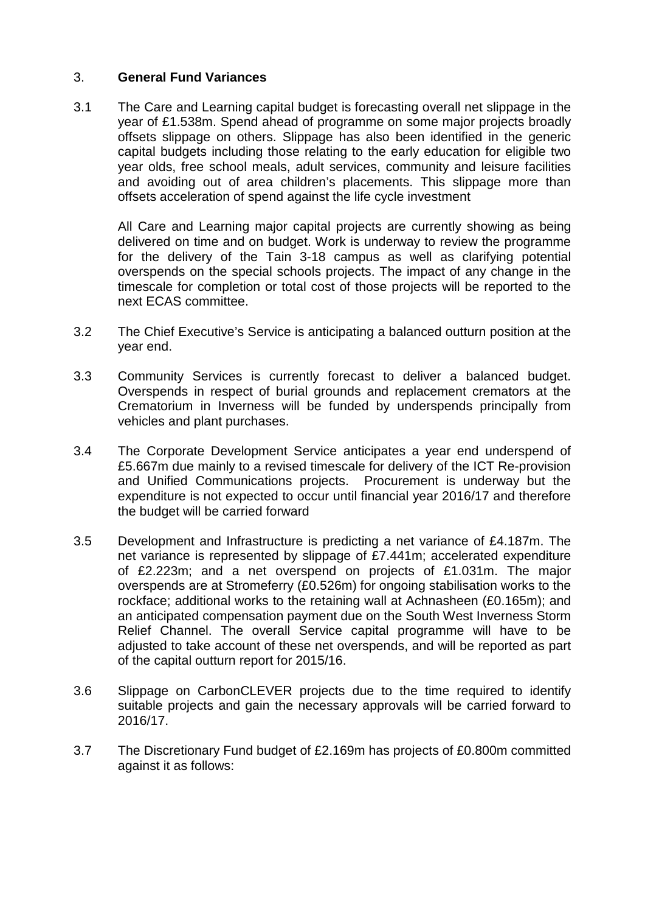## 3. **General Fund Variances**

3.1 The Care and Learning capital budget is forecasting overall net slippage in the year of £1.538m. Spend ahead of programme on some major projects broadly offsets slippage on others. Slippage has also been identified in the generic capital budgets including those relating to the early education for eligible two year olds, free school meals, adult services, community and leisure facilities and avoiding out of area children's placements. This slippage more than offsets acceleration of spend against the life cycle investment

All Care and Learning major capital projects are currently showing as being delivered on time and on budget. Work is underway to review the programme for the delivery of the Tain 3-18 campus as well as clarifying potential overspends on the special schools projects. The impact of any change in the timescale for completion or total cost of those projects will be reported to the next ECAS committee.

3.2 The Chief Executive's Service is anticipating a balanced outturn position at the year end.

3.3 Community Services is currently forecast to deliver a balanced budget. Overspends in respect of burial grounds and replacement cremators at the Crematorium in Inverness will be funded by underspends principally from vehicles and plant purchases.

3.4 The Corporate Development Service anticipates a year end underspend of £5.667m due mainly to a revised timescale for delivery of the ICT Re-provision and Unified Communications projects. Procurement is underway but the expenditure is not expected to occur until financial year 2016/17 and therefore the budget will be carried forward

3.5 Development and Infrastructure is predicting a net variance of £4.187m. The net variance is represented by slippage of £7.441m; accelerated expenditure of £2.223m; and a net overspend on projects of £1.031m. The major overspends are at Stromeferry (£0.526m) for ongoing stabilisation works to the rockface; additional works to the retaining wall at Achnasheen (£0.165m); and an anticipated compensation payment due on the South West Inverness Storm Relief Channel. The overall Service capital programme will have to be adjusted to take account of these net overspends, and will be reported as part of the capital outturn report for 2015/16.

3.6 Slippage on CarbonCLEVER projects due to the time required to identify suitable projects and gain the necessary approvals will be carried forward to 2016/17.

3.7 The Discretionary Fund budget of £2.169m has projects of £0.800m committed against it as follows: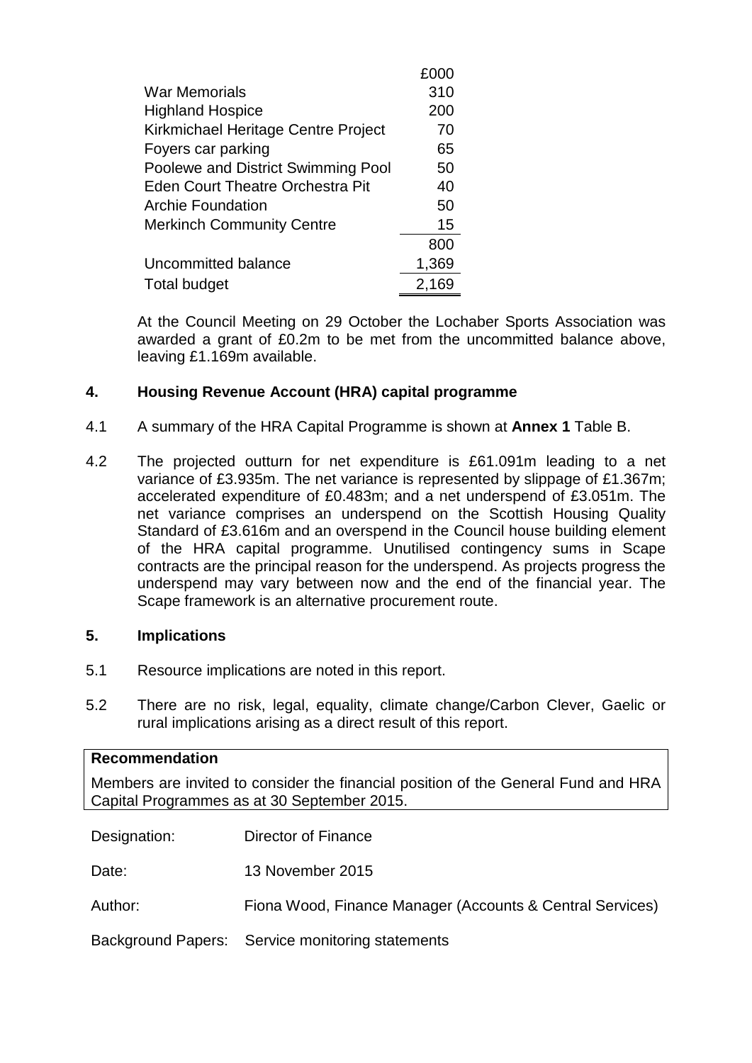| | £000 |
|---|---|
| War Memorials | 310 |
| Highland Hospice | 200 |
| Kirkmichael Heritage Centre Project | 70 |
| Foyers car parking | 65 |
| Poolewe and District Swimming Pool | 50 |
| Eden Court Theatre Orchestra Pit | 40 |
| Archie Foundation | 50 |
| Merkinch Community Centre | 15 |
| | 800 |
| Uncommitted balance | 1,369 |
| Total budget | 2,169 |

At the Council Meeting on 29 October the Lochaber Sports Association was awarded a grant of £0.2m to be met from the uncommitted balance above, leaving £1.169m available.

## 4. Housing Revenue Account (HRA) capital programme

4.1 A summary of the HRA Capital Programme is shown at **Annex 1** Table B.

4.2 The projected outturn for net expenditure is £61.091m leading to a net variance of £3.935m. The net variance is represented by slippage of £1.367m; accelerated expenditure of £0.483m; and a net underspend of £3.051m. The net variance comprises an underspend on the Scottish Housing Quality Standard of £3.616m and an overspend in the Council house building element of the HRA capital programme. Unutilised contingency sums in Scape contracts are the principal reason for the underspend. As projects progress the underspend may vary between now and the end of the financial year. The Scape framework is an alternative procurement route.

## 5. Implications

5.1 Resource implications are noted in this report.

5.2 There are no risk, legal, equality, climate change/Carbon Clever, Gaelic or rural implications arising as a direct result of this report.

**Recommendation**

Members are invited to consider the financial position of the General Fund and HRA Capital Programmes as at 30 September 2015.

Designation: Director of Finance

Date: 13 November 2015

Author: Fiona Wood, Finance Manager (Accounts & Central Services)

Background Papers: Service monitoring statements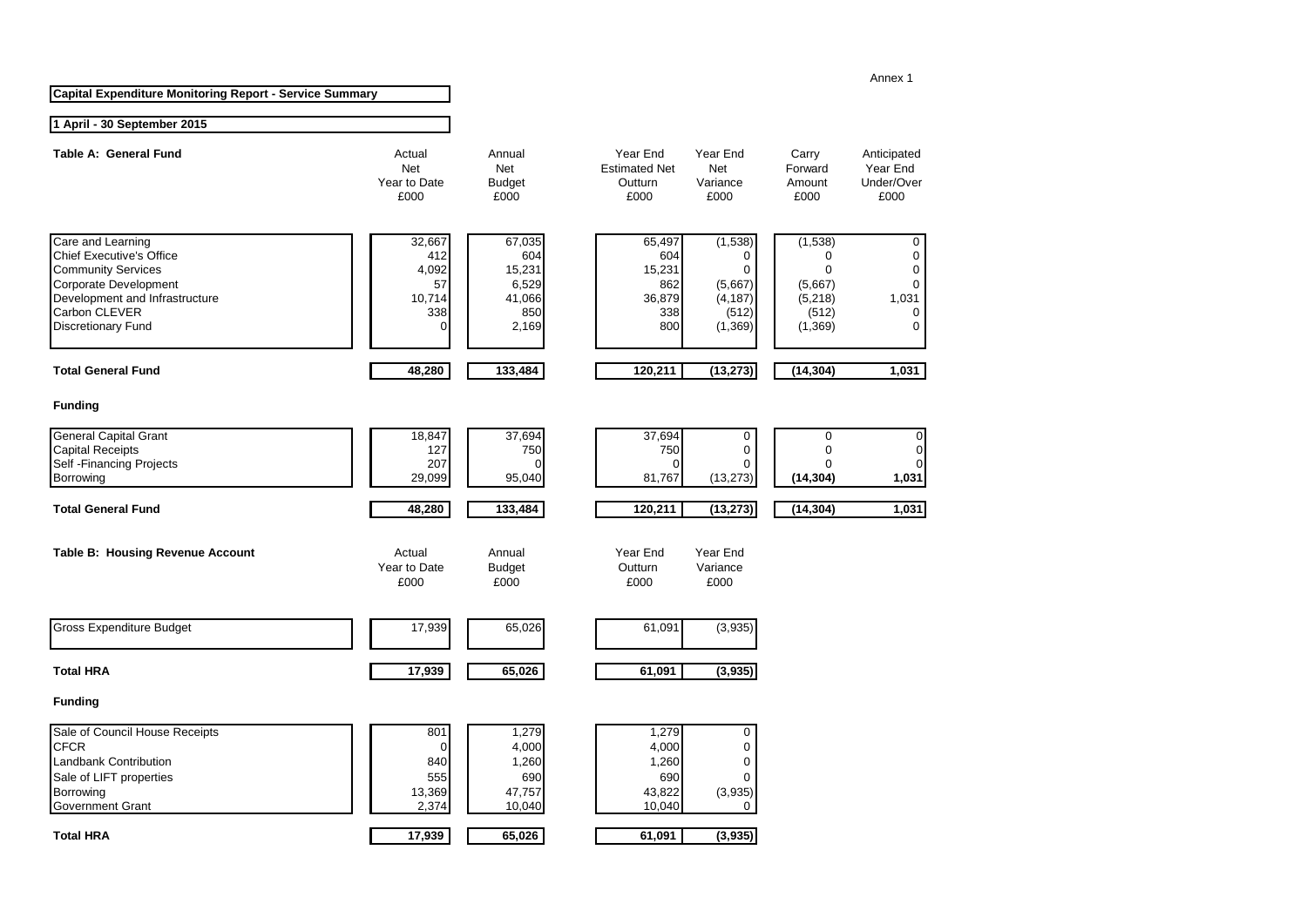Annex 1

**Capital Expenditure Monitoring Report - Service Summary**

**1 April - 30 September 2015**

| Table A: General Fund | Actual Net Year to Date £000 | Annual Net Budget £000 | Year End Estimated Net Outturn £000 | Year End Net Variance £000 | Carry Forward Amount £000 | Anticipated Year End Under/Over £000 |
|---|---|---|---|---|---|---|
| Care and Learning | 32,667 | 67,035 | 65,497 | (1,538) | (1,538) | 0 |
| Chief Executive's Office | 412 | 604 | 604 | 0 | 0 | 0 |
| Community Services | 4,092 | 15,231 | 15,231 | 0 | 0 | 0 |
| Corporate Development | 57 | 6,529 | 862 | (5,667) | (5,667) | 0 |
| Development and Infrastructure | 10,714 | 41,066 | 36,879 | (4,187) | (5,218) | 1,031 |
| Carbon CLEVER | 338 | 850 | 338 | (512) | (512) | 0 |
| Discretionary Fund | 0 | 2,169 | 800 | (1,369) | (1,369) | 0 |
| **Total General Fund** | **48,280** | **133,484** | **120,211** | **(13,273)** | **(14,304)** | **1,031** |
| **Funding** | | | | | | |
| General Capital Grant | 18,847 | 37,694 | 37,694 | 0 | 0 | 0 |
| Capital Receipts | 127 | 750 | 750 | 0 | 0 | 0 |
| Self -Financing Projects | 207 | 0 | 0 | 0 | 0 | 0 |
| Borrowing | 29,099 | 95,040 | 81,767 | (13,273) | **(14,304)** | **1,031** |
| **Total General Fund** | **48,280** | **133,484** | **120,211** | **(13,273)** | **(14,304)** | **1,031** |

| Table B: Housing Revenue Account | Actual Year to Date £000 | Annual Budget £000 | Year End Outturn £000 | Year End Variance £000 |
|---|---|---|---|---|
| Gross Expenditure Budget | 17,939 | 65,026 | 61,091 | (3,935) |
| **Total HRA** | **17,939** | **65,026** | **61,091** | **(3,935)** |
| **Funding** | | | | |
| Sale of Council House Receipts | 801 | 1,279 | 1,279 | 0 |
| CFCR | 0 | 4,000 | 4,000 | 0 |
| Landbank Contribution | 840 | 1,260 | 1,260 | 0 |
| Sale of LIFT properties | 555 | 690 | 690 | 0 |
| Borrowing | 13,369 | 47,757 | 43,822 | (3,935) |
| Government Grant | 2,374 | 10,040 | 10,040 | 0 |
| **Total HRA** | **17,939** | **65,026** | **61,091** | **(3,935)** |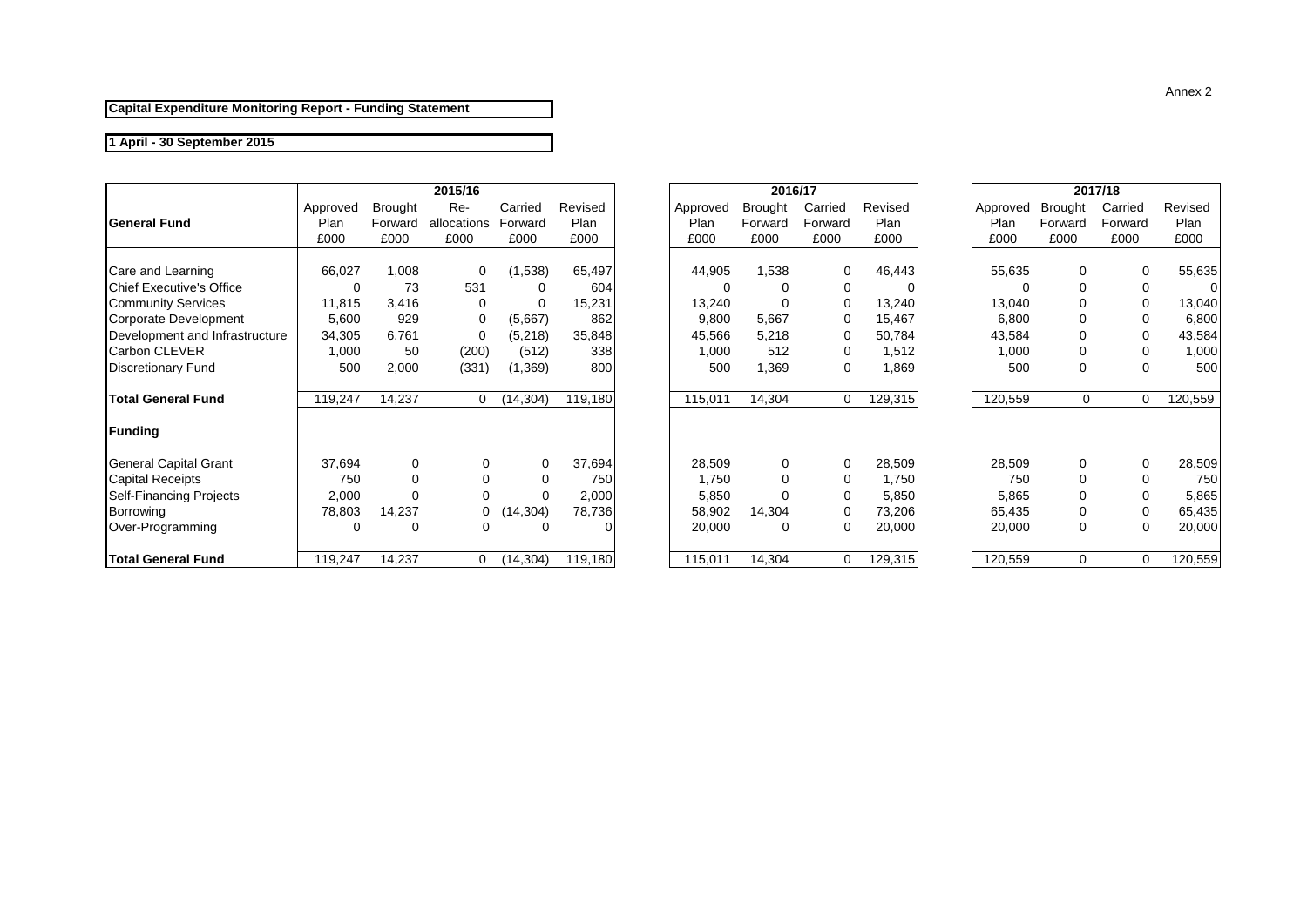Annex 2

**Capital Expenditure Monitoring Report - Funding Statement**

**1 April - 30 September 2015**

| General Fund | 2015/16 Approved Plan £000 | 2015/16 Brought Forward £000 | 2015/16 Re-allocations £000 | 2015/16 Carried Forward £000 | 2015/16 Revised Plan £000 | 2016/17 Approved Plan £000 | 2016/17 Brought Forward £000 | 2016/17 Carried Forward £000 | 2016/17 Revised Plan £000 | 2017/18 Approved Plan £000 | 2017/18 Brought Forward £000 | 2017/18 Carried Forward £000 | 2017/18 Revised Plan £000 |
|---|---|---|---|---|---|---|---|---|---|---|---|---|---|
| Care and Learning | 66,027 | 1,008 | 0 | (1,538) | 65,497 | 44,905 | 1,538 | 0 | 46,443 | 55,635 | 0 | 0 | 55,635 |
| Chief Executive's Office | 0 | 73 | 531 | 0 | 604 | 0 | 0 | 0 | 0 | 0 | 0 | 0 | 0 |
| Community Services | 11,815 | 3,416 | 0 | 0 | 15,231 | 13,240 | 0 | 0 | 13,240 | 13,040 | 0 | 0 | 13,040 |
| Corporate Development | 5,600 | 929 | 0 | (5,667) | 862 | 9,800 | 5,667 | 0 | 15,467 | 6,800 | 0 | 0 | 6,800 |
| Development and Infrastructure | 34,305 | 6,761 | 0 | (5,218) | 35,848 | 45,566 | 5,218 | 0 | 50,784 | 43,584 | 0 | 0 | 43,584 |
| Carbon CLEVER | 1,000 | 50 | (200) | (512) | 338 | 1,000 | 512 | 0 | 1,512 | 1,000 | 0 | 0 | 1,000 |
| Discretionary Fund | 500 | 2,000 | (331) | (1,369) | 800 | 500 | 1,369 | 0 | 1,869 | 500 | 0 | 0 | 500 |
| **Total General Fund** | 119,247 | 14,237 | 0 | (14,304) | 119,180 | 115,011 | 14,304 | 0 | 129,315 | 120,559 | 0 | 0 | 120,559 |
| **Funding** | | | | | | | | | | | | | |
| General Capital Grant | 37,694 | 0 | 0 | 0 | 37,694 | 28,509 | 0 | 0 | 28,509 | 28,509 | 0 | 0 | 28,509 |
| Capital Receipts | 750 | 0 | 0 | 0 | 750 | 1,750 | 0 | 0 | 1,750 | 750 | 0 | 0 | 750 |
| Self-Financing Projects | 2,000 | 0 | 0 | 0 | 2,000 | 5,850 | 0 | 0 | 5,850 | 5,865 | 0 | 0 | 5,865 |
| Borrowing | 78,803 | 14,237 | 0 | (14,304) | 78,736 | 58,902 | 14,304 | 0 | 73,206 | 65,435 | 0 | 0 | 65,435 |
| Over-Programming | 0 | 0 | 0 | 0 | 0 | 20,000 | 0 | 0 | 20,000 | 20,000 | 0 | 0 | 20,000 |
| **Total General Fund** | 119,247 | 14,237 | 0 | (14,304) | 119,180 | 115,011 | 14,304 | 0 | 129,315 | 120,559 | 0 | 0 | 120,559 |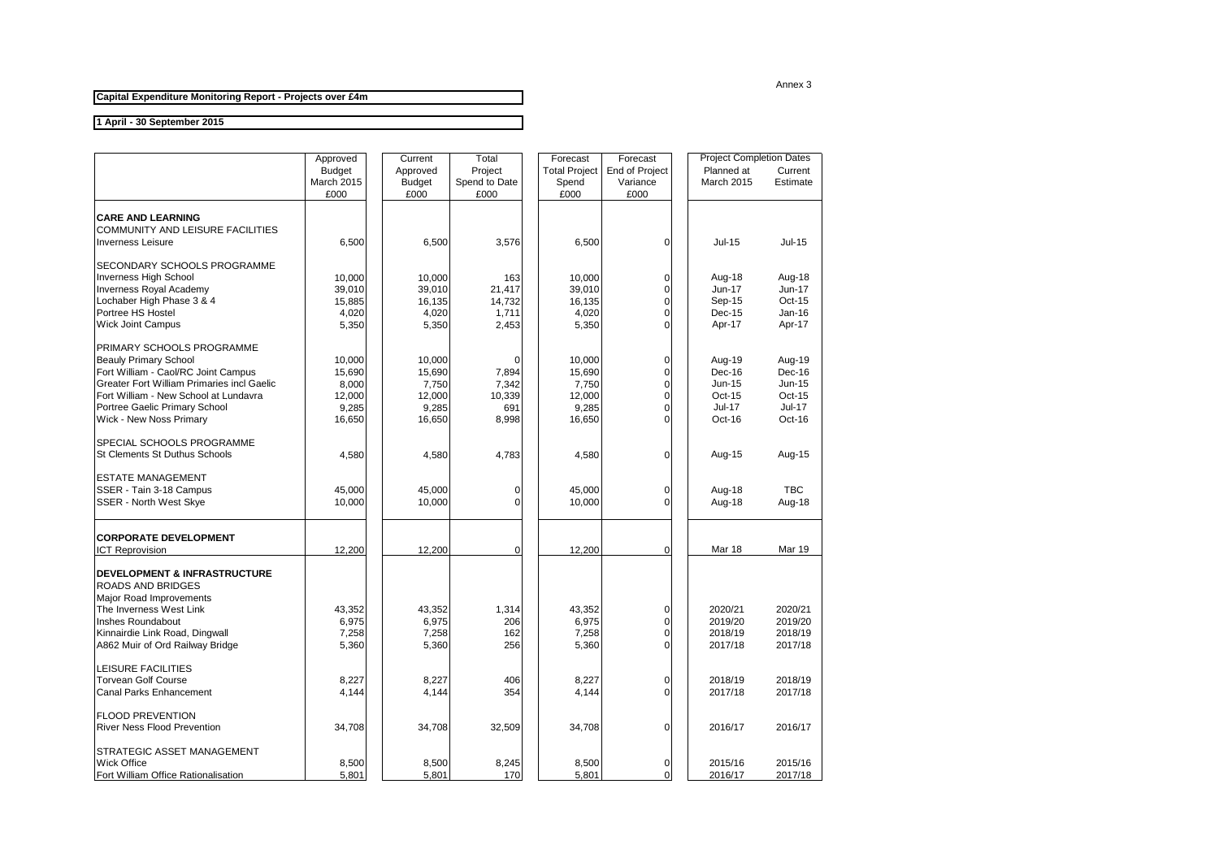Annex 3

**Capital Expenditure Monitoring Report - Projects over £4m**

**1 April - 30 September 2015**

| | Approved Budget March 2015 £000 | Current Approved Budget £000 | Total Project Spend to Date £000 | Forecast Total Project Spend £000 | Forecast End of Project Variance £000 | Project Completion Dates Planned at March 2015 | Project Completion Dates Current Estimate |
|---|---|---|---|---|---|---|---|
| **CARE AND LEARNING** | | | | | | | |
| COMMUNITY AND LEISURE FACILITIES | | | | | | | |
| Inverness Leisure | 6,500 | 6,500 | 3,576 | 6,500 | 0 | Jul-15 | Jul-15 |
| SECONDARY SCHOOLS PROGRAMME | | | | | | | |
| Inverness High School | 10,000 | 10,000 | 163 | 10,000 | 0 | Aug-18 | Aug-18 |
| Inverness Royal Academy | 39,010 | 39,010 | 21,417 | 39,010 | 0 | Jun-17 | Jun-17 |
| Lochaber High Phase 3 & 4 | 15,885 | 16,135 | 14,732 | 16,135 | 0 | Sep-15 | Oct-15 |
| Portree HS Hostel | 4,020 | 4,020 | 1,711 | 4,020 | 0 | Dec-15 | Jan-16 |
| Wick Joint Campus | 5,350 | 5,350 | 2,453 | 5,350 | 0 | Apr-17 | Apr-17 |
| PRIMARY SCHOOLS PROGRAMME | | | | | | | |
| Beauly Primary School | 10,000 | 10,000 | 0 | 10,000 | 0 | Aug-19 | Aug-19 |
| Fort William - Caol/RC Joint Campus | 15,690 | 15,690 | 7,894 | 15,690 | 0 | Dec-16 | Dec-16 |
| Greater Fort William Primaries incl Gaelic | 8,000 | 7,750 | 7,342 | 7,750 | 0 | Jun-15 | Jun-15 |
| Fort William - New School at Lundavra | 12,000 | 12,000 | 10,339 | 12,000 | 0 | Oct-15 | Oct-15 |
| Portree Gaelic Primary School | 9,285 | 9,285 | 691 | 9,285 | 0 | Jul-17 | Jul-17 |
| Wick - New Noss Primary | 16,650 | 16,650 | 8,998 | 16,650 | 0 | Oct-16 | Oct-16 |
| SPECIAL SCHOOLS PROGRAMME | | | | | | | |
| St Clements St Duthus Schools | 4,580 | 4,580 | 4,783 | 4,580 | 0 | Aug-15 | Aug-15 |
| ESTATE MANAGEMENT | | | | | | | |
| SSER - Tain 3-18 Campus | 45,000 | 45,000 | 0 | 45,000 | 0 | Aug-18 | TBC |
| SSER - North West Skye | 10,000 | 10,000 | 0 | 10,000 | 0 | Aug-18 | Aug-18 |
| **CORPORATE DEVELOPMENT** | | | | | | | |
| ICT Reprovision | 12,200 | 12,200 | 0 | 12,200 | 0 | Mar 18 | Mar 19 |
| **DEVELOPMENT & INFRASTRUCTURE** | | | | | | | |
| ROADS AND BRIDGES | | | | | | | |
| Major Road Improvements | | | | | | | |
| The Inverness West Link | 43,352 | 43,352 | 1,314 | 43,352 | 0 | 2020/21 | 2020/21 |
| Inshes Roundabout | 6,975 | 6,975 | 206 | 6,975 | 0 | 2019/20 | 2019/20 |
| Kinnairdie Link Road, Dingwall | 7,258 | 7,258 | 162 | 7,258 | 0 | 2018/19 | 2018/19 |
| A862 Muir of Ord Railway Bridge | 5,360 | 5,360 | 256 | 5,360 | 0 | 2017/18 | 2017/18 |
| LEISURE FACILITIES | | | | | | | |
| Torvean Golf Course | 8,227 | 8,227 | 406 | 8,227 | 0 | 2018/19 | 2018/19 |
| Canal Parks Enhancement | 4,144 | 4,144 | 354 | 4,144 | 0 | 2017/18 | 2017/18 |
| FLOOD PREVENTION | | | | | | | |
| River Ness Flood Prevention | 34,708 | 34,708 | 32,509 | 34,708 | 0 | 2016/17 | 2016/17 |
| STRATEGIC ASSET MANAGEMENT | | | | | | | |
| Wick Office | 8,500 | 8,500 | 8,245 | 8,500 | 0 | 2015/16 | 2015/16 |
| Fort William Office Rationalisation | 5,801 | 5,801 | 170 | 5,801 | 0 | 2016/17 | 2017/18 |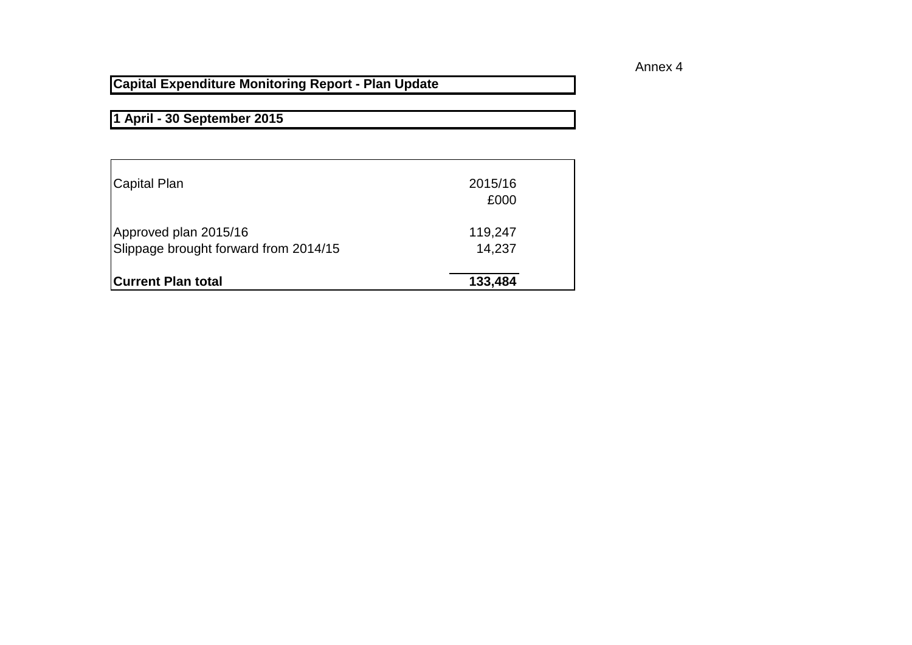Annex 4

**Capital Expenditure Monitoring Report - Plan Update**

**1 April - 30 September 2015**

| Capital Plan | 2015/16<br>£000 |
|---|---|
| Approved plan 2015/16 | 119,247 |
| Slippage brought forward from 2014/15 | 14,237 |
| **Current Plan total** | **133,484** |